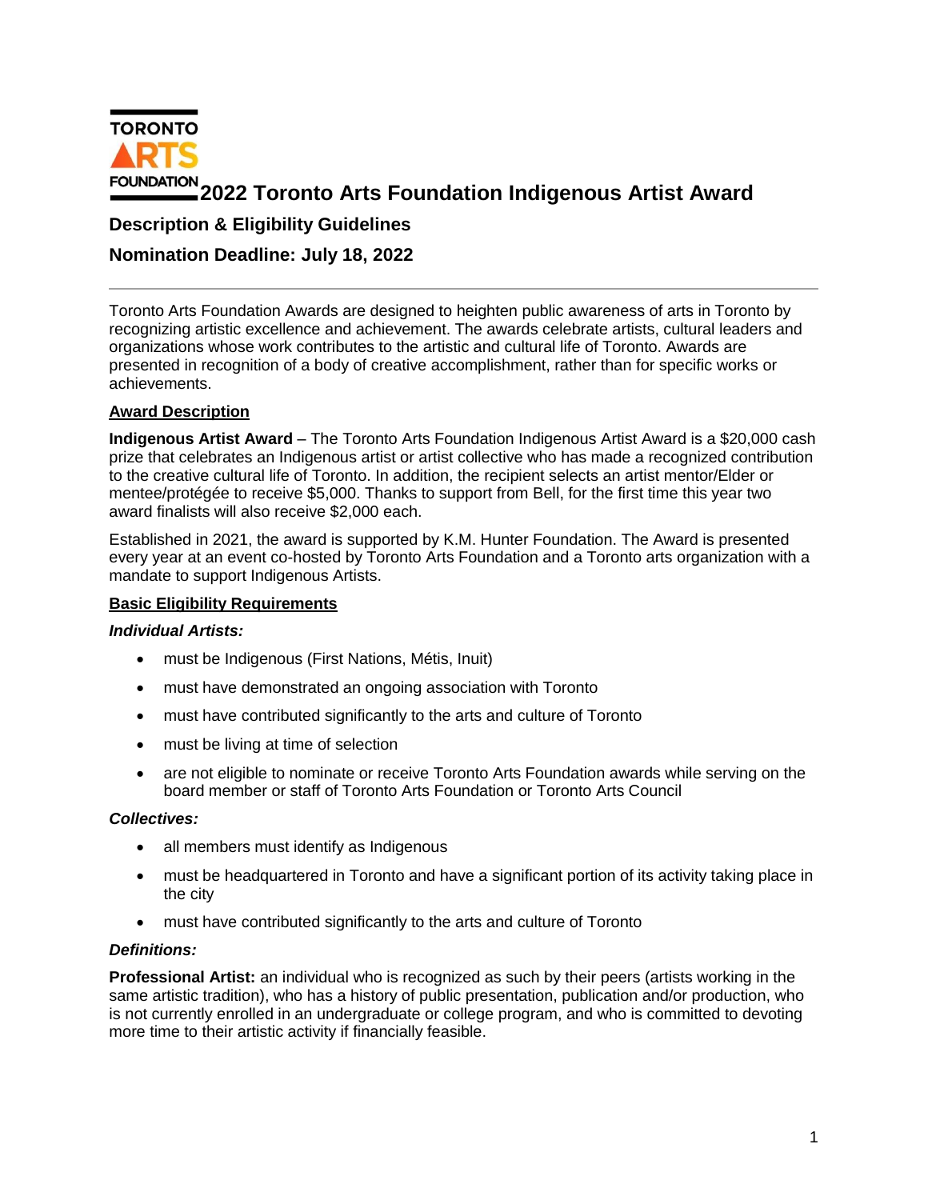TORONTO ARTS FOUNDATION

# 2022 Toronto Arts Foundation Indigenous Artist Award

## Description & Eligibility Guidelines

## Nomination Deadline: July 18, 2022

---

Toronto Arts Foundation Awards are designed to heighten public awareness of arts in Toronto by recognizing artistic excellence and achievement. The awards celebrate artists, cultural leaders and organizations whose work contributes to the artistic and cultural life of Toronto. Awards are presented in recognition of a body of creative accomplishment, rather than for specific works or achievements.

### Award Description

**Indigenous Artist Award** – The Toronto Arts Foundation Indigenous Artist Award is a $20,000 cash prize that celebrates an Indigenous artist or artist collective who has made a recognized contribution to the creative cultural life of Toronto. In addition, the recipient selects an artist mentor/Elder or mentee/protégée to receive $5,000. Thanks to support from Bell, for the first time this year two award finalists will also receive $2,000 each.

Established in 2021, the award is supported by K.M. Hunter Foundation. The Award is presented every year at an event co-hosted by Toronto Arts Foundation and a Toronto arts organization with a mandate to support Indigenous Artists.

### Basic Eligibility Requirements

***Individual Artists:***

- must be Indigenous (First Nations, Métis, Inuit)
- must have demonstrated an ongoing association with Toronto
- must have contributed significantly to the arts and culture of Toronto
- must be living at time of selection
- are not eligible to nominate or receive Toronto Arts Foundation awards while serving on the board member or staff of Toronto Arts Foundation or Toronto Arts Council

***Collectives:***

- all members must identify as Indigenous
- must be headquartered in Toronto and have a significant portion of its activity taking place in the city
- must have contributed significantly to the arts and culture of Toronto

***Definitions:***

**Professional Artist:** an individual who is recognized as such by their peers (artists working in the same artistic tradition), who has a history of public presentation, publication and/or production, who is not currently enrolled in an undergraduate or college program, and who is committed to devoting more time to their artistic activity if financially feasible.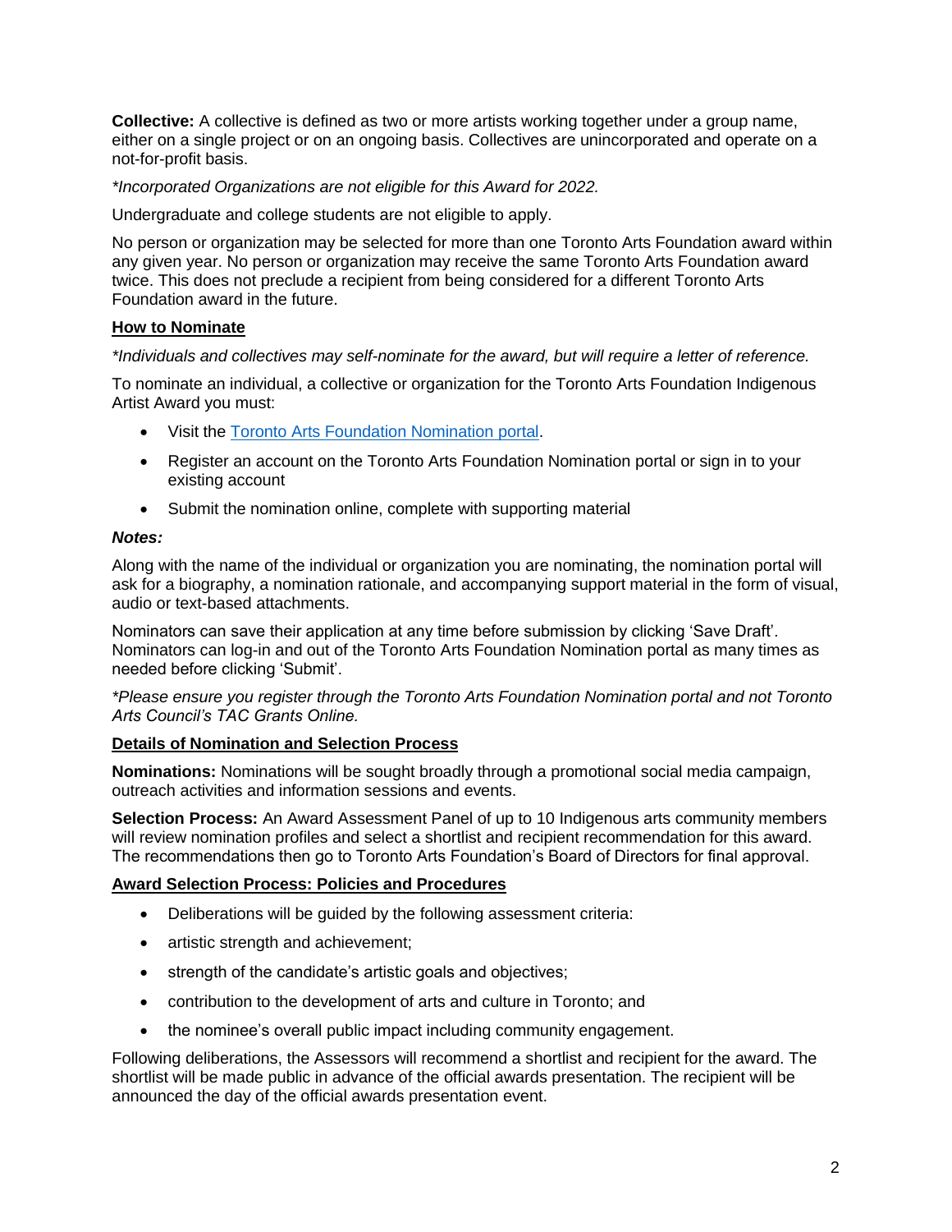**Collective:** A collective is defined as two or more artists working together under a group name, either on a single project or on an ongoing basis. Collectives are unincorporated and operate on a not-for-profit basis.

*\*Incorporated Organizations are not eligible for this Award for 2022.*

Undergraduate and college students are not eligible to apply.

No person or organization may be selected for more than one Toronto Arts Foundation award within any given year. No person or organization may receive the same Toronto Arts Foundation award twice. This does not preclude a recipient from being considered for a different Toronto Arts Foundation award in the future.

**How to Nominate**

*\*Individuals and collectives may self-nominate for the award, but will require a letter of reference.*

To nominate an individual, a collective or organization for the Toronto Arts Foundation Indigenous Artist Award you must:

- Visit the Toronto Arts Foundation Nomination portal.
- Register an account on the Toronto Arts Foundation Nomination portal or sign in to your existing account
- Submit the nomination online, complete with supporting material

***Notes:***

Along with the name of the individual or organization you are nominating, the nomination portal will ask for a biography, a nomination rationale, and accompanying support material in the form of visual, audio or text-based attachments.

Nominators can save their application at any time before submission by clicking 'Save Draft'. Nominators can log-in and out of the Toronto Arts Foundation Nomination portal as many times as needed before clicking 'Submit'.

*\*Please ensure you register through the Toronto Arts Foundation Nomination portal and not Toronto Arts Council's TAC Grants Online.*

**Details of Nomination and Selection Process**

**Nominations:** Nominations will be sought broadly through a promotional social media campaign, outreach activities and information sessions and events.

**Selection Process:** An Award Assessment Panel of up to 10 Indigenous arts community members will review nomination profiles and select a shortlist and recipient recommendation for this award. The recommendations then go to Toronto Arts Foundation's Board of Directors for final approval.

**Award Selection Process: Policies and Procedures**

- Deliberations will be guided by the following assessment criteria:
- artistic strength and achievement;
- strength of the candidate's artistic goals and objectives;
- contribution to the development of arts and culture in Toronto; and
- the nominee's overall public impact including community engagement.

Following deliberations, the Assessors will recommend a shortlist and recipient for the award. The shortlist will be made public in advance of the official awards presentation. The recipient will be announced the day of the official awards presentation event.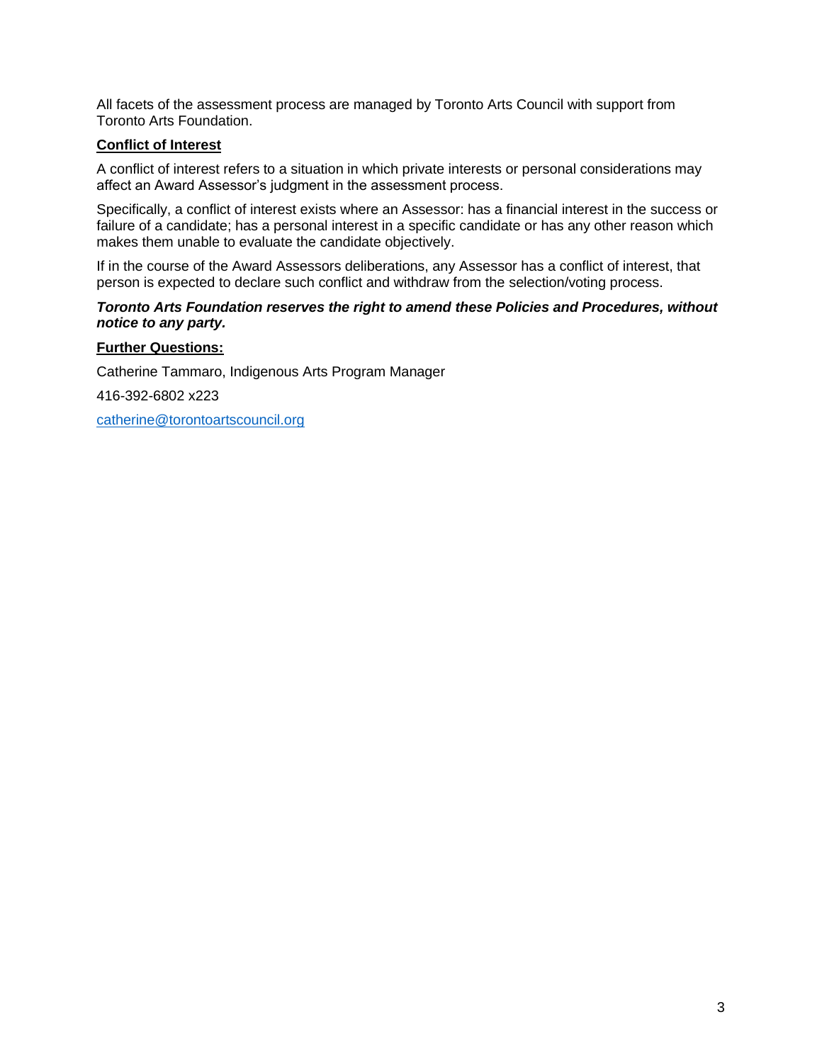All facets of the assessment process are managed by Toronto Arts Council with support from Toronto Arts Foundation.

**Conflict of Interest**

A conflict of interest refers to a situation in which private interests or personal considerations may affect an Award Assessor's judgment in the assessment process.

Specifically, a conflict of interest exists where an Assessor: has a financial interest in the success or failure of a candidate; has a personal interest in a specific candidate or has any other reason which makes them unable to evaluate the candidate objectively.

If in the course of the Award Assessors deliberations, any Assessor has a conflict of interest, that person is expected to declare such conflict and withdraw from the selection/voting process.

***Toronto Arts Foundation reserves the right to amend these Policies and Procedures, without notice to any party.***

**Further Questions:**

Catherine Tammaro, Indigenous Arts Program Manager

416-392-6802 x223

catherine@torontoartscouncil.org